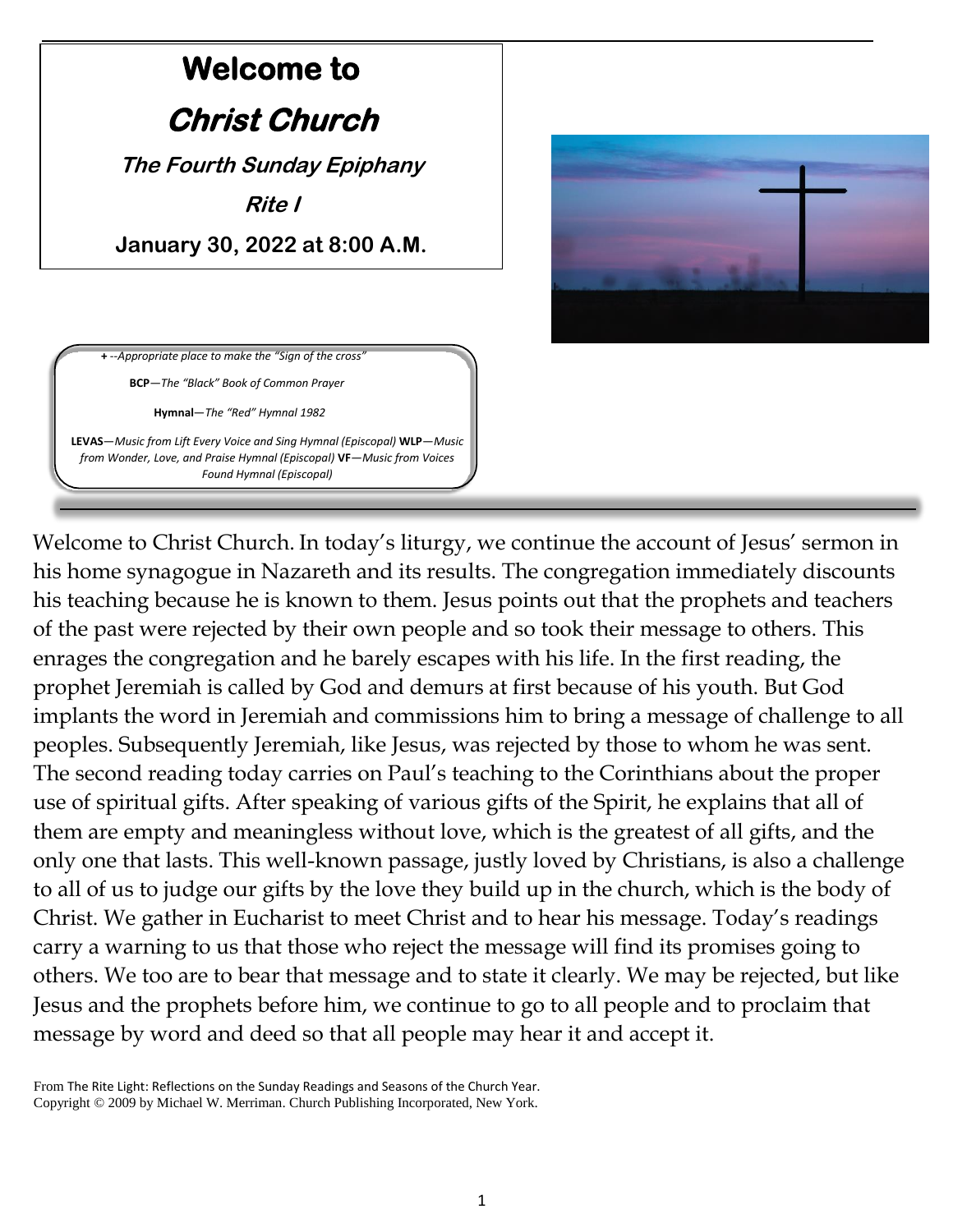# Welcome to

# *Christ Church*

### *The Fourth Sunday Epiphany*

### *Rite I*

**January 30, 2022 at 8:00 A.M.**

**+** *--Appropriate place to make the "Sign of the cross"*

**BCP**—*The "Black" Book of Common Prayer*

**Hymnal**—*The "Red" Hymnal 1982*

**LEVAS**—*Music from Lift Every Voice and Sing Hymnal (Episcopal)* **WLP**—*Music from Wonder, Love, and Praise Hymnal (Episcopal)* **VF**—*Music from Voices Found Hymnal (Episcopal)*

Welcome to Christ Church. In today's liturgy, we continue the account of Jesus' sermon in his home synagogue in Nazareth and its results. The congregation immediately discounts his teaching because he is known to them. Jesus points out that the prophets and teachers of the past were rejected by their own people and so took their message to others. This enrages the congregation and he barely escapes with his life. In the first reading, the prophet Jeremiah is called by God and demurs at first because of his youth. But God implants the word in Jeremiah and commissions him to bring a message of challenge to all peoples. Subsequently Jeremiah, like Jesus, was rejected by those to whom he was sent. The second reading today carries on Paul's teaching to the Corinthians about the proper use of spiritual gifts. After speaking of various gifts of the Spirit, he explains that all of them are empty and meaningless without love, which is the greatest of all gifts, and the only one that lasts. This well-known passage, justly loved by Christians, is also a challenge to all of us to judge our gifts by the love they build up in the church, which is the body of Christ. We gather in Eucharist to meet Christ and to hear his message. Today's readings carry a warning to us that those who reject the message will find its promises going to others. We too are to bear that message and to state it clearly. We may be rejected, but like Jesus and the prophets before him, we continue to go to all people and to proclaim that message by word and deed so that all people may hear it and accept it.

From The Rite Light: Reflections on the Sunday Readings and Seasons of the Church Year.
Copyright © 2009 by Michael W. Merriman. Church Publishing Incorporated, New York.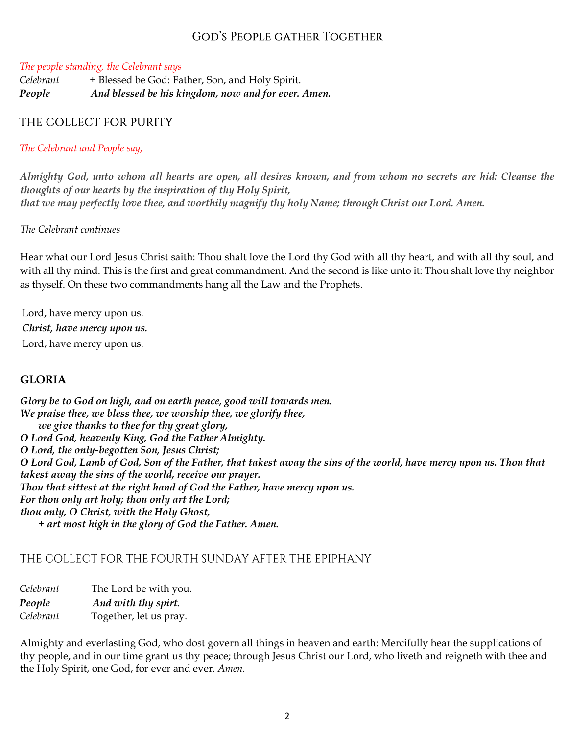## God's People gather Together

*The people standing, the Celebrant says*

*Celebrant* + Blessed be God: Father, Son, and Holy Spirit.
***People*** ***And blessed be his kingdom, now and for ever. Amen.***

## THE COLLECT FOR PURITY

*The Celebrant and People say,*

***Almighty God, unto whom all hearts are open, all desires known, and from whom no secrets are hid: Cleanse the thoughts of our hearts by the inspiration of thy Holy Spirit,***
***that we may perfectly love thee, and worthily magnify thy holy Name; through Christ our Lord. Amen.***

*The Celebrant continues*

Hear what our Lord Jesus Christ saith: Thou shalt love the Lord thy God with all thy heart, and with all thy soul, and with all thy mind. This is the first and great commandment. And the second is like unto it: Thou shalt love thy neighbor as thyself. On these two commandments hang all the Law and the Prophets.

Lord, have mercy upon us.
***Christ, have mercy upon us.***
Lord, have mercy upon us.

### GLORIA

***Glory be to God on high, and on earth peace, good will towards men.***
***We praise thee, we bless thee, we worship thee, we glorify thee,***
***we give thanks to thee for thy great glory,***
***O Lord God, heavenly King, God the Father Almighty.***
***O Lord, the only-begotten Son, Jesus Christ;***
***O Lord God, Lamb of God, Son of the Father, that takest away the sins of the world, have mercy upon us. Thou that takest away the sins of the world, receive our prayer.***
***Thou that sittest at the right hand of God the Father, have mercy upon us.***
***For thou only art holy; thou only art the Lord;***
***thou only, O Christ, with the Holy Ghost,***
***+ art most high in the glory of God the Father. Amen.***

## THE COLLECT FOR THE FOURTH SUNDAY AFTER THE EPIPHANY

*Celebrant* The Lord be with you.
***People*** ***And with thy spirt.***
*Celebrant* Together, let us pray.

Almighty and everlasting God, who dost govern all things in heaven and earth: Mercifully hear the supplications of thy people, and in our time grant us thy peace; through Jesus Christ our Lord, who liveth and reigneth with thee and the Holy Spirit, one God, for ever and ever. *Amen.*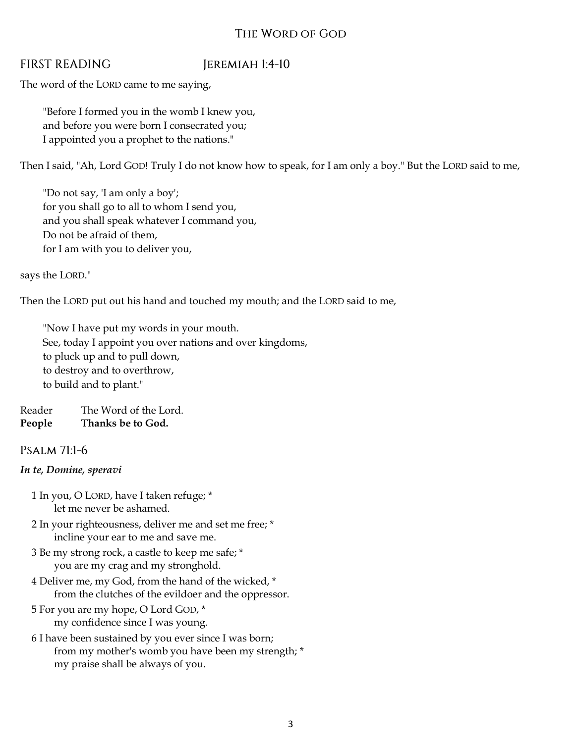# The Word of God

## FIRST READING Jeremiah 1:4-10

The word of the LORD came to me saying,

> "Before I formed you in the womb I knew you,  
> and before you were born I consecrated you;  
> I appointed you a prophet to the nations."

Then I said, "Ah, Lord GOD! Truly I do not know how to speak, for I am only a boy." But the LORD said to me,

> "Do not say, 'I am only a boy';  
> for you shall go to all to whom I send you,  
> and you shall speak whatever I command you,  
> Do not be afraid of them,  
> for I am with you to deliver you,

says the LORD."

Then the LORD put out his hand and touched my mouth; and the LORD said to me,

> "Now I have put my words in your mouth.  
> See, today I appoint you over nations and over kingdoms,  
> to pluck up and to pull down,  
> to destroy and to overthrow,  
> to build and to plant."

Reader The Word of the Lord.  
**People Thanks be to God.**

## Psalm 71:1-6

***In te, Domine, speravi***

1 In you, O LORD, have I taken refuge; *  
  let me never be ashamed.

2 In your righteousness, deliver me and set me free; *  
  incline your ear to me and save me.

3 Be my strong rock, a castle to keep me safe; *  
  you are my crag and my stronghold.

4 Deliver me, my God, from the hand of the wicked, *  
  from the clutches of the evildoer and the oppressor.

5 For you are my hope, O Lord GOD, *  
  my confidence since I was young.

6 I have been sustained by you ever since I was born;  
  from my mother's womb you have been my strength; *  
  my praise shall be always of you.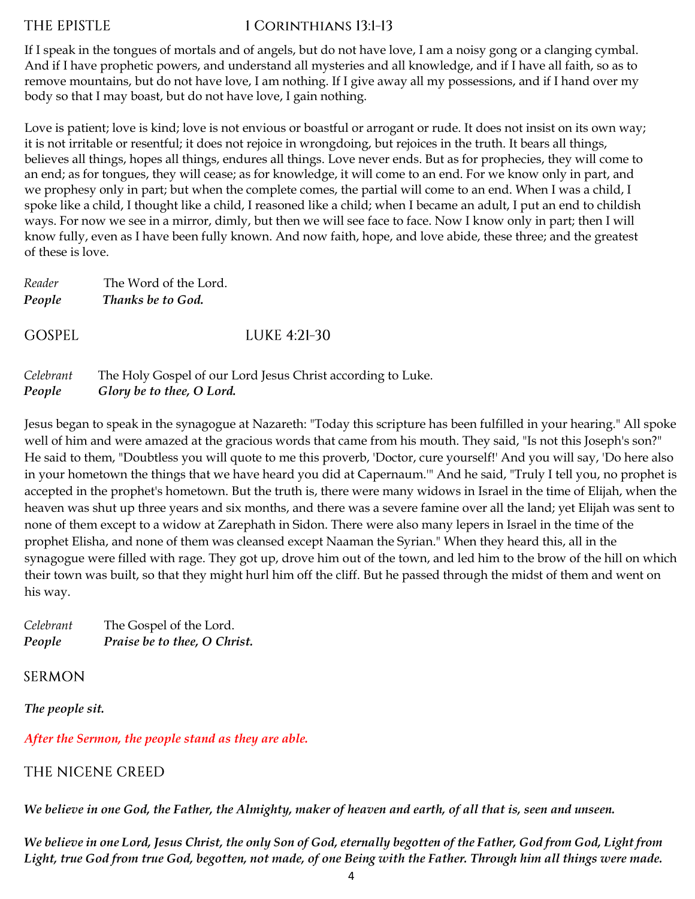## THE EPISTLE 1 Corinthians 13:1-13

If I speak in the tongues of mortals and of angels, but do not have love, I am a noisy gong or a clanging cymbal. And if I have prophetic powers, and understand all mysteries and all knowledge, and if I have all faith, so as to remove mountains, but do not have love, I am nothing. If I give away all my possessions, and if I hand over my body so that I may boast, but do not have love, I gain nothing.

Love is patient; love is kind; love is not envious or boastful or arrogant or rude. It does not insist on its own way; it is not irritable or resentful; it does not rejoice in wrongdoing, but rejoices in the truth. It bears all things, believes all things, hopes all things, endures all things. Love never ends. But as for prophecies, they will come to an end; as for tongues, they will cease; as for knowledge, it will come to an end. For we know only in part, and we prophesy only in part; but when the complete comes, the partial will come to an end. When I was a child, I spoke like a child, I thought like a child, I reasoned like a child; when I became an adult, I put an end to childish ways. For now we see in a mirror, dimly, but then we will see face to face. Now I know only in part; then I will know fully, even as I have been fully known. And now faith, hope, and love abide, these three; and the greatest of these is love.

*Reader* The Word of the Lord.
***People*** ***Thanks be to God.***

## GOSPEL LUKE 4:21-30

*Celebrant* The Holy Gospel of our Lord Jesus Christ according to Luke.
***People*** ***Glory be to thee, O Lord.***

Jesus began to speak in the synagogue at Nazareth: "Today this scripture has been fulfilled in your hearing." All spoke well of him and were amazed at the gracious words that came from his mouth. They said, "Is not this Joseph's son?" He said to them, "Doubtless you will quote to me this proverb, 'Doctor, cure yourself!' And you will say, 'Do here also in your hometown the things that we have heard you did at Capernaum.'" And he said, "Truly I tell you, no prophet is accepted in the prophet's hometown. But the truth is, there were many widows in Israel in the time of Elijah, when the heaven was shut up three years and six months, and there was a severe famine over all the land; yet Elijah was sent to none of them except to a widow at Zarephath in Sidon. There were also many lepers in Israel in the time of the prophet Elisha, and none of them was cleansed except Naaman the Syrian." When they heard this, all in the synagogue were filled with rage. They got up, drove him out of the town, and led him to the brow of the hill on which their town was built, so that they might hurl him off the cliff. But he passed through the midst of them and went on his way.

*Celebrant* The Gospel of the Lord.
***People*** ***Praise be to thee, O Christ.***

## SERMON

***The people sit.***

***After the Sermon, the people stand as they are able.***

## THE NICENE CREED

***We believe in one God, the Father, the Almighty, maker of heaven and earth, of all that is, seen and unseen.***

***We believe in one Lord, Jesus Christ, the only Son of God, eternally begotten of the Father, God from God, Light from Light, true God from true God, begotten, not made, of one Being with the Father. Through him all things were made.***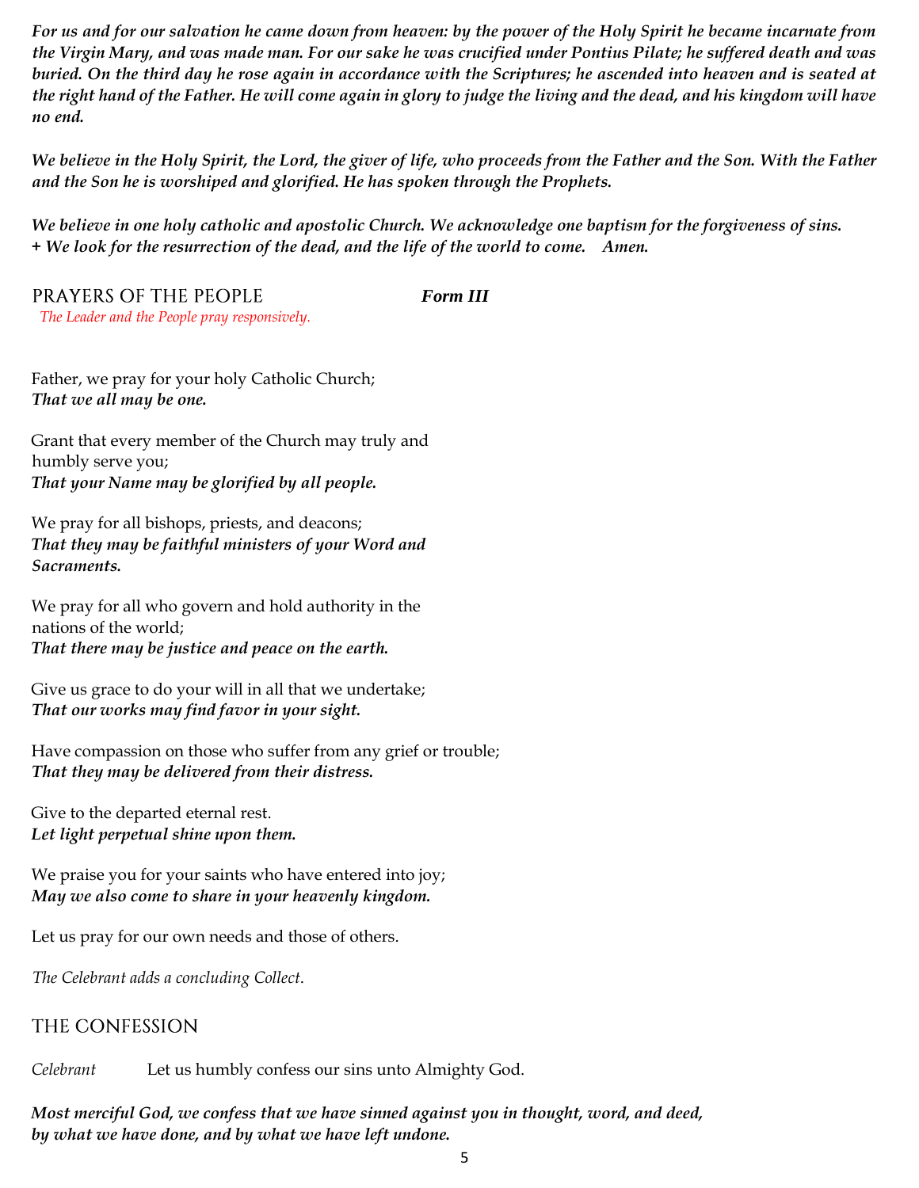***For us and for our salvation he came down from heaven: by the power of the Holy Spirit he became incarnate from the Virgin Mary, and was made man. For our sake he was crucified under Pontius Pilate; he suffered death and was buried. On the third day he rose again in accordance with the Scriptures; he ascended into heaven and is seated at the right hand of the Father. He will come again in glory to judge the living and the dead, and his kingdom will have no end.***

***We believe in the Holy Spirit, the Lord, the giver of life, who proceeds from the Father and the Son. With the Father and the Son he is worshiped and glorified. He has spoken through the Prophets.***

***We believe in one holy catholic and apostolic Church. We acknowledge one baptism for the forgiveness of sins.***
***+ We look for the resurrection of the dead, and the life of the world to come.    Amen.***

## PRAYERS OF THE PEOPLE    ***Form III***

*The Leader and the People pray responsively.*

Father, we pray for your holy Catholic Church;
***That we all may be one.***

Grant that every member of the Church may truly and humbly serve you;
***That your Name may be glorified by all people.***

We pray for all bishops, priests, and deacons;
***That they may be faithful ministers of your Word and Sacraments.***

We pray for all who govern and hold authority in the nations of the world;
***That there may be justice and peace on the earth.***

Give us grace to do your will in all that we undertake;
***That our works may find favor in your sight.***

Have compassion on those who suffer from any grief or trouble;
***That they may be delivered from their distress.***

Give to the departed eternal rest.
***Let light perpetual shine upon them.***

We praise you for your saints who have entered into joy;
***May we also come to share in your heavenly kingdom.***

Let us pray for our own needs and those of others.

*The Celebrant adds a concluding Collect.*

## THE CONFESSION

*Celebrant*    Let us humbly confess our sins unto Almighty God.

***Most merciful God, we confess that we have sinned against you in thought, word, and deed,***
***by what we have done, and by what we have left undone.***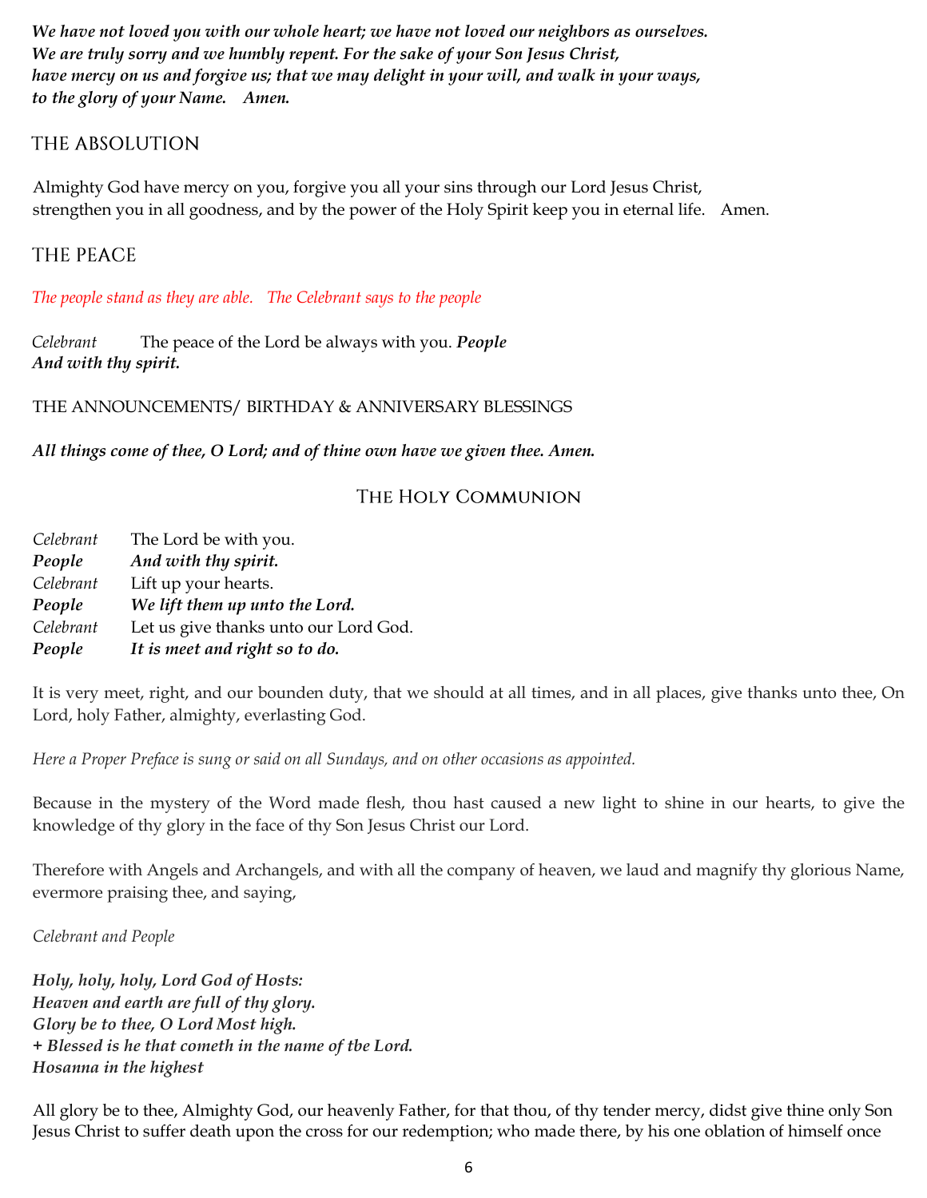***We have not loved you with our whole heart; we have not loved our neighbors as ourselves.***
***We are truly sorry and we humbly repent. For the sake of your Son Jesus Christ,***
***have mercy on us and forgive us; that we may delight in your will, and walk in your ways,***
***to the glory of your Name. Amen.***

## THE ABSOLUTION

Almighty God have mercy on you, forgive you all your sins through our Lord Jesus Christ,
strengthen you in all goodness, and by the power of the Holy Spirit keep you in eternal life. Amen.

## THE PEACE

*The people stand as they are able. The Celebrant says to the people*

*Celebrant* The peace of the Lord be always with you. ***People***
***And with thy spirit.***

THE ANNOUNCEMENTS/ BIRTHDAY & ANNIVERSARY BLESSINGS

***All things come of thee, O Lord; and of thine own have we given thee. Amen.***

## The Holy Communion

*Celebrant* The Lord be with you.
***People*** ***And with thy spirit.***
*Celebrant* Lift up your hearts.
***People*** ***We lift them up unto the Lord.***
*Celebrant* Let us give thanks unto our Lord God.
***People*** ***It is meet and right so to do.***

It is very meet, right, and our bounden duty, that we should at all times, and in all places, give thanks unto thee, On Lord, holy Father, almighty, everlasting God.

*Here a Proper Preface is sung or said on all Sundays, and on other occasions as appointed.*

Because in the mystery of the Word made flesh, thou hast caused a new light to shine in our hearts, to give the knowledge of thy glory in the face of thy Son Jesus Christ our Lord.

Therefore with Angels and Archangels, and with all the company of heaven, we laud and magnify thy glorious Name, evermore praising thee, and saying,

*Celebrant and People*

***Holy, holy, holy, Lord God of Hosts:***
***Heaven and earth are full of thy glory.***
***Glory be to thee, O Lord Most high.***
***+ Blessed is he that cometh in the name of tbe Lord.***
***Hosanna in the highest***

All glory be to thee, Almighty God, our heavenly Father, for that thou, of thy tender mercy, didst give thine only Son Jesus Christ to suffer death upon the cross for our redemption; who made there, by his one oblation of himself once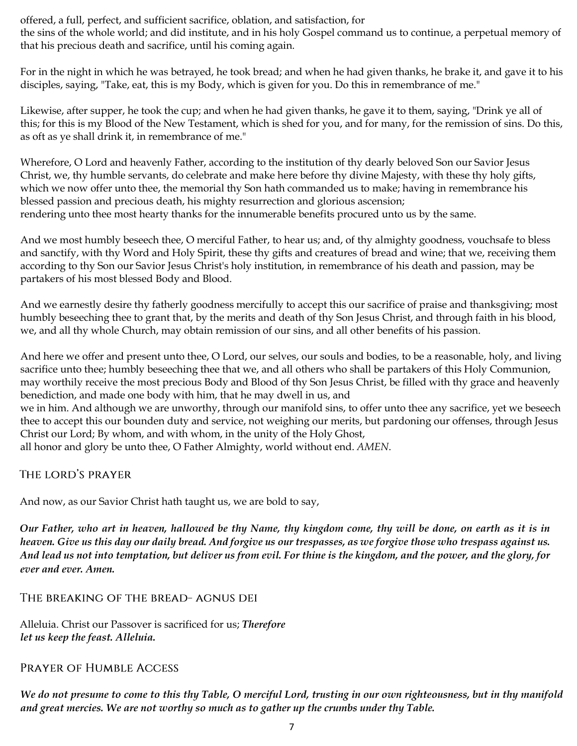offered, a full, perfect, and sufficient sacrifice, oblation, and satisfaction, for the sins of the whole world; and did institute, and in his holy Gospel command us to continue, a perpetual memory of that his precious death and sacrifice, until his coming again.

For in the night in which he was betrayed, he took bread; and when he had given thanks, he brake it, and gave it to his disciples, saying, "Take, eat, this is my Body, which is given for you. Do this in remembrance of me."

Likewise, after supper, he took the cup; and when he had given thanks, he gave it to them, saying, "Drink ye all of this; for this is my Blood of the New Testament, which is shed for you, and for many, for the remission of sins. Do this, as oft as ye shall drink it, in remembrance of me."

Wherefore, O Lord and heavenly Father, according to the institution of thy dearly beloved Son our Savior Jesus Christ, we, thy humble servants, do celebrate and make here before thy divine Majesty, with these thy holy gifts, which we now offer unto thee, the memorial thy Son hath commanded us to make; having in remembrance his blessed passion and precious death, his mighty resurrection and glorious ascension; rendering unto thee most hearty thanks for the innumerable benefits procured unto us by the same.

And we most humbly beseech thee, O merciful Father, to hear us; and, of thy almighty goodness, vouchsafe to bless and sanctify, with thy Word and Holy Spirit, these thy gifts and creatures of bread and wine; that we, receiving them according to thy Son our Savior Jesus Christ's holy institution, in remembrance of his death and passion, may be partakers of his most blessed Body and Blood.

And we earnestly desire thy fatherly goodness mercifully to accept this our sacrifice of praise and thanksgiving; most humbly beseeching thee to grant that, by the merits and death of thy Son Jesus Christ, and through faith in his blood, we, and all thy whole Church, may obtain remission of our sins, and all other benefits of his passion.

And here we offer and present unto thee, O Lord, our selves, our souls and bodies, to be a reasonable, holy, and living sacrifice unto thee; humbly beseeching thee that we, and all others who shall be partakers of this Holy Communion, may worthily receive the most precious Body and Blood of thy Son Jesus Christ, be filled with thy grace and heavenly benediction, and made one body with him, that he may dwell in us, and we in him. And although we are unworthy, through our manifold sins, to offer unto thee any sacrifice, yet we beseech thee to accept this our bounden duty and service, not weighing our merits, but pardoning our offenses, through Jesus Christ our Lord; By whom, and with whom, in the unity of the Holy Ghost, all honor and glory be unto thee, O Father Almighty, world without end. *AMEN.*

## The Lord's Prayer

And now, as our Savior Christ hath taught us, we are bold to say,

***Our Father, who art in heaven, hallowed be thy Name, thy kingdom come, thy will be done, on earth as it is in heaven. Give us this day our daily bread. And forgive us our trespasses, as we forgive those who trespass against us. And lead us not into temptation, but deliver us from evil. For thine is the kingdom, and the power, and the glory, for ever and ever. Amen.***

## The Breaking of the Bread– Agnus Dei

Alleluia. Christ our Passover is sacrificed for us; ***Therefore let us keep the feast. Alleluia.***

## Prayer of Humble Access

***We do not presume to come to this thy Table, O merciful Lord, trusting in our own righteousness, but in thy manifold and great mercies. We are not worthy so much as to gather up the crumbs under thy Table.***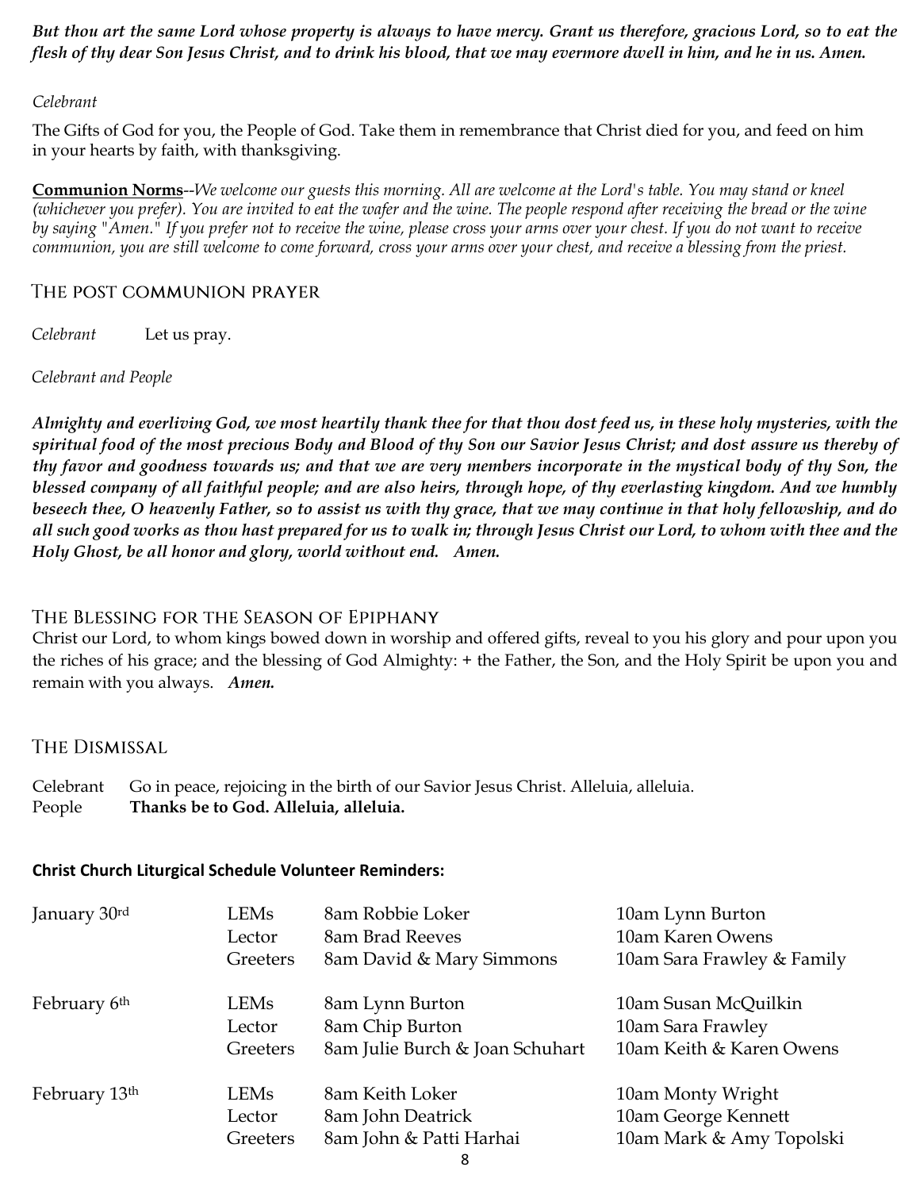***But thou art the same Lord whose property is always to have mercy. Grant us therefore, gracious Lord, so to eat the flesh of thy dear Son Jesus Christ, and to drink his blood, that we may evermore dwell in him, and he in us. Amen.***

*Celebrant*

The Gifts of God for you, the People of God. Take them in remembrance that Christ died for you, and feed on him in your hearts by faith, with thanksgiving.

**Communion Norms**--*We welcome our guests this morning. All are welcome at the Lord's table. You may stand or kneel (whichever you prefer). You are invited to eat the wafer and the wine. The people respond after receiving the bread or the wine by saying "Amen." If you prefer not to receive the wine, please cross your arms over your chest. If you do not want to receive communion, you are still welcome to come forward, cross your arms over your chest, and receive a blessing from the priest.*

## The Post Communion Prayer

*Celebrant* Let us pray.

*Celebrant and People*

***Almighty and everliving God, we most heartily thank thee for that thou dost feed us, in these holy mysteries, with the spiritual food of the most precious Body and Blood of thy Son our Savior Jesus Christ; and dost assure us thereby of thy favor and goodness towards us; and that we are very members incorporate in the mystical body of thy Son, the blessed company of all faithful people; and are also heirs, through hope, of thy everlasting kingdom. And we humbly beseech thee, O heavenly Father, so to assist us with thy grace, that we may continue in that holy fellowship, and do all such good works as thou hast prepared for us to walk in; through Jesus Christ our Lord, to whom with thee and the Holy Ghost, be all honor and glory, world without end. Amen.***

## The Blessing for the Season of Epiphany

Christ our Lord, to whom kings bowed down in worship and offered gifts, reveal to you his glory and pour upon you the riches of his grace; and the blessing of God Almighty: + the Father, the Son, and the Holy Spirit be upon you and remain with you always. ***Amen.***

## The Dismissal

Celebrant Go in peace, rejoicing in the birth of our Savior Jesus Christ. Alleluia, alleluia.
People **Thanks be to God. Alleluia, alleluia.**

**Christ Church Liturgical Schedule Volunteer Reminders:**

| Date | Role | 8am | 10am |
|---|---|---|---|
| January 30rd | LEMs | 8am Robbie Loker | 10am Lynn Burton |
| | Lector | 8am Brad Reeves | 10am Karen Owens |
| | Greeters | 8am David & Mary Simmons | 10am Sara Frawley & Family |
| February 6th | LEMs | 8am Lynn Burton | 10am Susan McQuilkin |
| | Lector | 8am Chip Burton | 10am Sara Frawley |
| | Greeters | 8am Julie Burch & Joan Schuhart | 10am Keith & Karen Owens |
| February 13th | LEMs | 8am Keith Loker | 10am Monty Wright |
| | Lector | 8am John Deatrick | 10am George Kennett |
| | Greeters | 8am John & Patti Harhai | 10am Mark & Amy Topolski |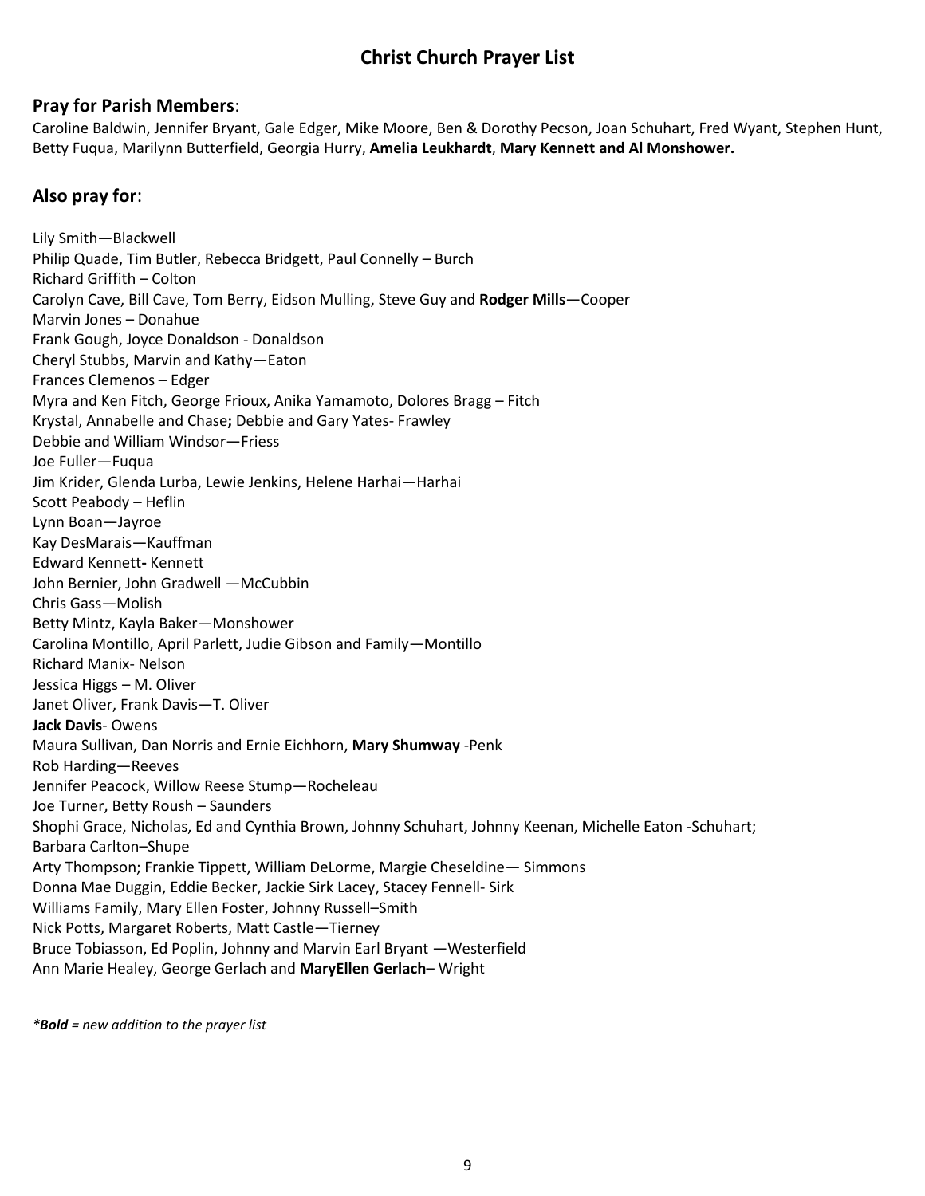## Christ Church Prayer List

### Pray for Parish Members:

Caroline Baldwin, Jennifer Bryant, Gale Edger, Mike Moore, Ben & Dorothy Pecson, Joan Schuhart, Fred Wyant, Stephen Hunt, Betty Fuqua, Marilynn Butterfield, Georgia Hurry, **Amelia Leukhardt**, **Mary Kennett and Al Monshower.**

### Also pray for:

Lily Smith—Blackwell  
Philip Quade, Tim Butler, Rebecca Bridgett, Paul Connelly – Burch  
Richard Griffith – Colton  
Carolyn Cave, Bill Cave, Tom Berry, Eidson Mulling, Steve Guy and **Rodger Mills**—Cooper  
Marvin Jones – Donahue  
Frank Gough, Joyce Donaldson - Donaldson  
Cheryl Stubbs, Marvin and Kathy—Eaton  
Frances Clemenos – Edger  
Myra and Ken Fitch, George Frioux, Anika Yamamoto, Dolores Bragg – Fitch  
Krystal, Annabelle and Chase**;** Debbie and Gary Yates- Frawley  
Debbie and William Windsor—Friess  
Joe Fuller—Fuqua  
Jim Krider, Glenda Lurba, Lewie Jenkins, Helene Harhai—Harhai  
Scott Peabody – Heflin  
Lynn Boan—Jayroe  
Kay DesMarais—Kauffman  
Edward Kennett**-** Kennett  
John Bernier, John Gradwell —McCubbin  
Chris Gass—Molish  
Betty Mintz, Kayla Baker—Monshower  
Carolina Montillo, April Parlett, Judie Gibson and Family—Montillo  
Richard Manix- Nelson  
Jessica Higgs – M. Oliver  
Janet Oliver, Frank Davis—T. Oliver  
**Jack Davis**- Owens  
Maura Sullivan, Dan Norris and Ernie Eichhorn, **Mary Shumway** -Penk  
Rob Harding—Reeves  
Jennifer Peacock, Willow Reese Stump—Rocheleau  
Joe Turner, Betty Roush – Saunders  
Shophi Grace, Nicholas, Ed and Cynthia Brown, Johnny Schuhart, Johnny Keenan, Michelle Eaton -Schuhart;  
Barbara Carlton–Shupe  
Arty Thompson; Frankie Tippett, William DeLorme, Margie Cheseldine— Simmons  
Donna Mae Duggin, Eddie Becker, Jackie Sirk Lacey, Stacey Fennell- Sirk  
Williams Family, Mary Ellen Foster, Johnny Russell–Smith  
Nick Potts, Margaret Roberts, Matt Castle—Tierney  
Bruce Tobiasson, Ed Poplin, Johnny and Marvin Earl Bryant —Westerfield  
Ann Marie Healey, George Gerlach and **MaryEllen Gerlach**– Wright

***Bold** = new addition to the prayer list*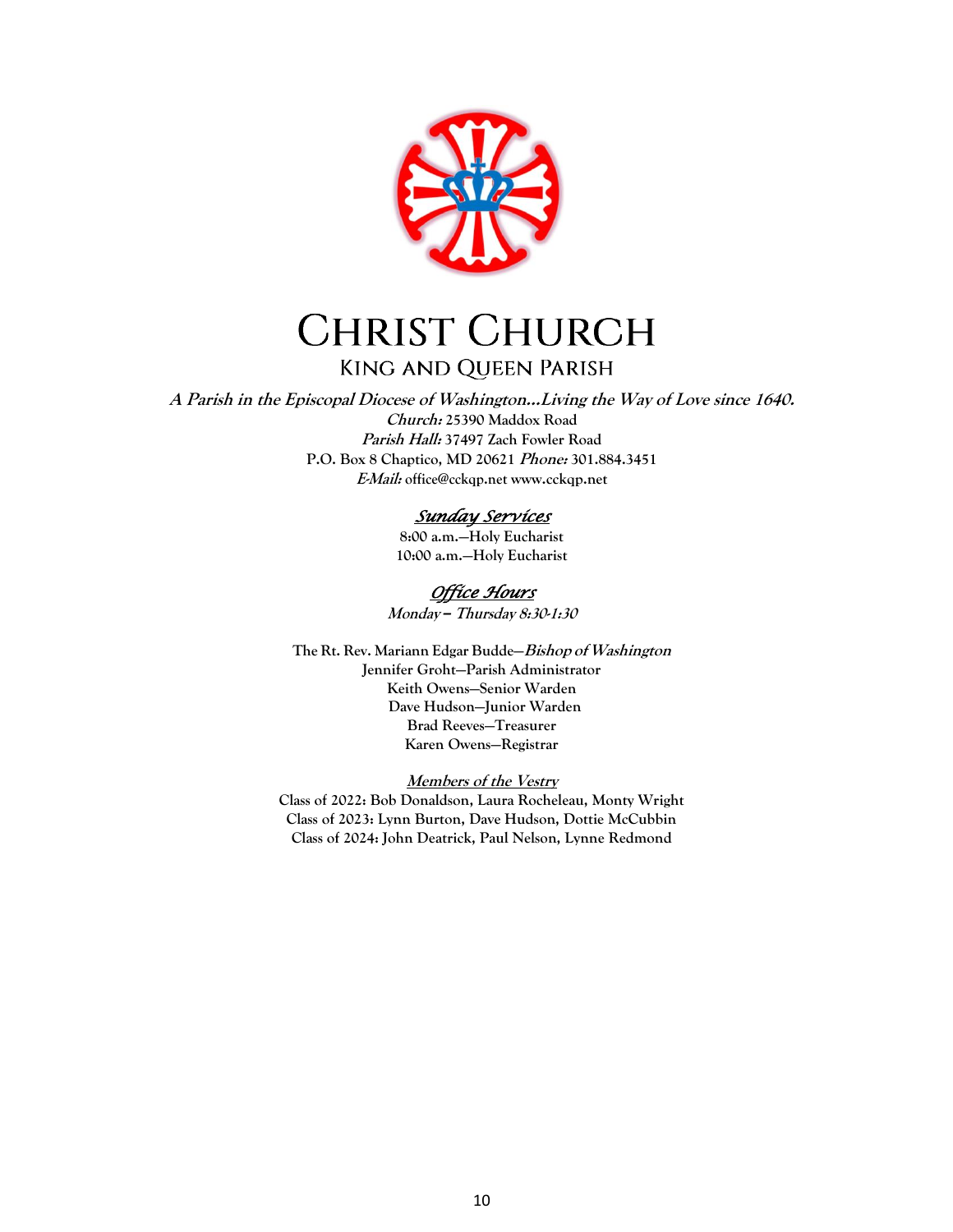# CHRIST CHURCH

## KING AND QUEEN PARISH

***A Parish in the Episcopal Diocese of Washington...Living the Way of Love since 1640.***

***Church:*** **25390 Maddox Road**

***Parish Hall:*** **37497 Zach Fowler Road**

**P.O. Box 8 Chaptico, MD 20621** ***Phone:*** **301.884.3451**

***E-Mail:*** **office@cckqp.net www.cckqp.net**

### *Sunday Services*

**8:00 a.m.—Holy Eucharist**
**10:00 a.m.—Holy Eucharist**

### *Office Hours*

*Monday – Thursday 8:30-1:30*

**The Rt. Rev. Mariann Edgar Budde—*Bishop of Washington***
**Jennifer Groht—Parish Administrator**
**Keith Owens—Senior Warden**
**Dave Hudson—Junior Warden**
**Brad Reeves—Treasurer**
**Karen Owens—Registrar**

### *Members of the Vestry*

**Class of 2022: Bob Donaldson, Laura Rocheleau, Monty Wright**
**Class of 2023: Lynn Burton, Dave Hudson, Dottie McCubbin**
**Class of 2024: John Deatrick, Paul Nelson, Lynne Redmond**